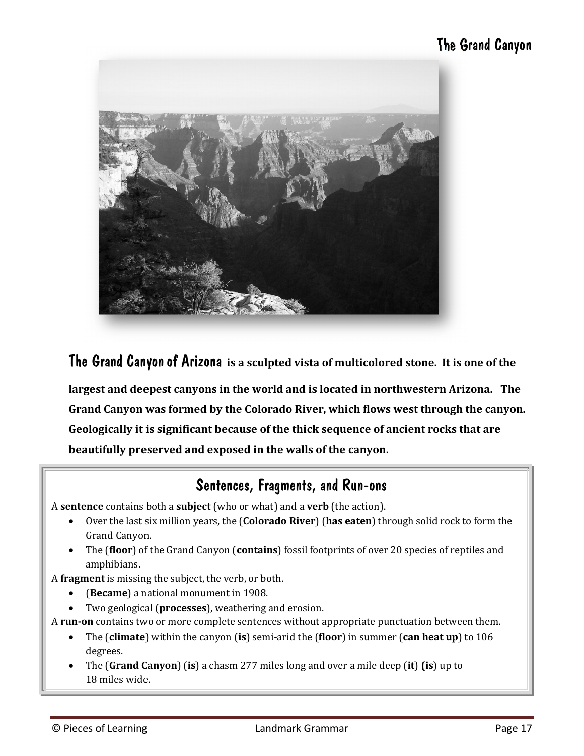# The Grand Canyon

**The Grand Canyon of Arizona is a sculpted vista of multicolored stone. It is one of the largest and deepest canyons in the world and is located in northwestern Arizona. The Grand Canyon was formed by the Colorado River, which flows west through the canyon. Geologically it is significant because of the thick sequence of ancient rocks that are beautifully preserved and exposed in the walls of the canyon.**

## Sentences, Fragments, and Run-ons

A **sentence** contains both a **subject** (who or what) and a **verb** (the action).

- Over the last six million years, the (**Colorado River**) (**has eaten**) through solid rock to form the Grand Canyon.
- The (**floor**) of the Grand Canyon (**contains**) fossil footprints of over 20 species of reptiles and amphibians.

A **fragment** is missing the subject, the verb, or both.

- (**Became**) a national monument in 1908.
- Two geological (**processes**), weathering and erosion.

A **run-on** contains two or more complete sentences without appropriate punctuation between them.

- The (**climate**) within the canyon (**is**) semi-arid the (**floor**) in summer (**can heat up**) to 106 degrees.
- The (**Grand Canyon**) (**is**) a chasm 277 miles long and over a mile deep (**it**) (**is**) up to 18 miles wide.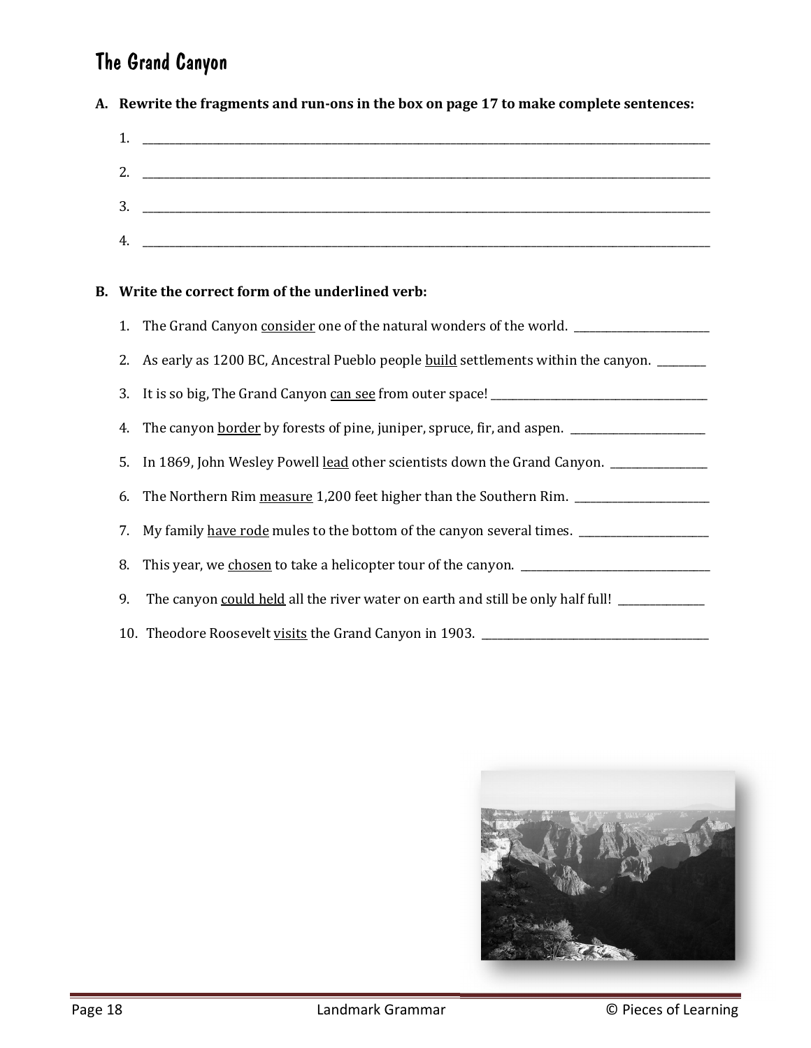# The Grand Canyon

**A. Rewrite the fragments and run-ons in the box on page 17 to make complete sentences:**

1. ______________________________________________

2. ______________________________________________

3. ______________________________________________

4. ______________________________________________

**B. Write the correct form of the underlined verb:**

1. The Grand Canyon <u>consider</u> one of the natural wonders of the world. ______________

2. As early as 1200 BC, Ancestral Pueblo people <u>build</u> settlements within the canyon. ______

3. It is so big, The Grand Canyon <u>can see</u> from outer space! ______________________

4. The canyon <u>border</u> by forests of pine, juniper, spruce, fir, and aspen. ______________

5. In 1869, John Wesley Powell <u>lead</u> other scientists down the Grand Canyon. __________

6. The Northern Rim <u>measure</u> 1,200 feet higher than the Southern Rim. ______________

7. My family <u>have rode</u> mules to the bottom of the canyon several times. ______________

8. This year, we <u>chosen</u> to take a helicopter tour of the canyon. ____________________

9. The canyon <u>could held</u> all the river water on earth and still be only half full! _________

10. Theodore Roosevelt <u>visits</u> the Grand Canyon in 1903. ______________________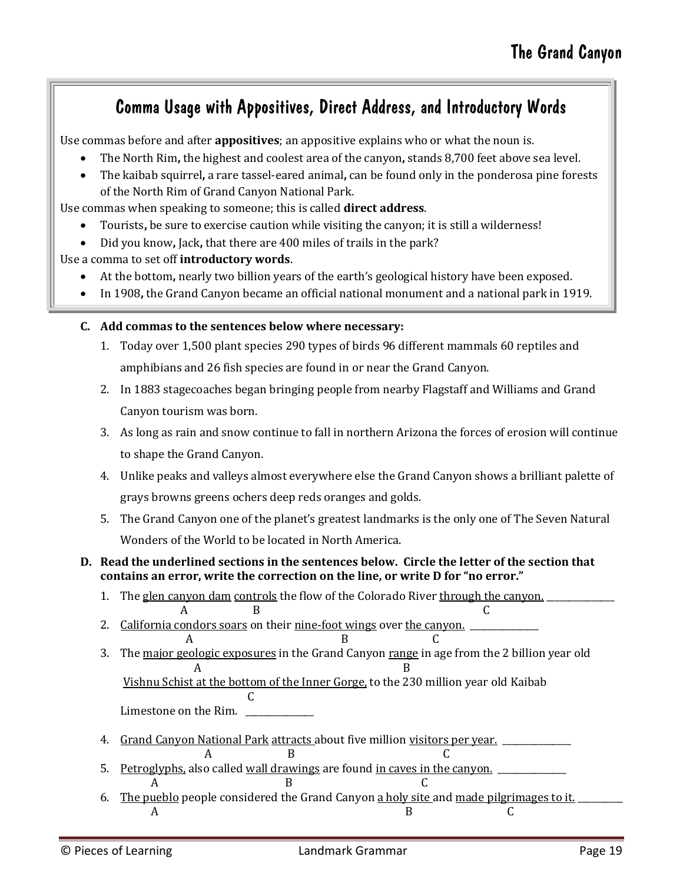## Comma Usage with Appositives, Direct Address, and Introductory Words

Use commas before and after **appositives**; an appositive explains who or what the noun is.

- The North Rim**,** the highest and coolest area of the canyon**,** stands 8,700 feet above sea level.
- The kaibab squirrel**,** a rare tassel-eared animal**,** can be found only in the ponderosa pine forests of the North Rim of Grand Canyon National Park.

Use commas when speaking to someone; this is called **direct address**.

- Tourists**,** be sure to exercise caution while visiting the canyon; it is still a wilderness!
- Did you know**,** Jack**,** that there are 400 miles of trails in the park?

Use a comma to set off **introductory words**.

- At the bottom**,** nearly two billion years of the earth's geological history have been exposed.
- In 1908**,** the Grand Canyon became an official national monument and a national park in 1919.

**C. Add commas to the sentences below where necessary:**

1. Today over 1,500 plant species 290 types of birds 96 different mammals 60 reptiles and amphibians and 26 fish species are found in or near the Grand Canyon.
2. In 1883 stagecoaches began bringing people from nearby Flagstaff and Williams and Grand Canyon tourism was born.
3. As long as rain and snow continue to fall in northern Arizona the forces of erosion will continue to shape the Grand Canyon.
4. Unlike peaks and valleys almost everywhere else the Grand Canyon shows a brilliant palette of grays browns greens ochers deep reds oranges and golds.
5. The Grand Canyon one of the planet's greatest landmarks is the only one of The Seven Natural Wonders of the World to be located in North America.

**D. Read the underlined sections in the sentences below. Circle the letter of the section that contains an error, write the correction on the line, or write D for "no error."**

1. The <u>glen canyon dam</u> (A) <u>controls</u> (B) the flow of the Colorado River <u>through the canyon.</u> (C) \_\_\_\_\_\_\_\_\_\_\_\_
2. <u>California condors soars</u> (A) on their <u>nine-foot wings</u> (B) over <u>the canyon.</u> (C) \_\_\_\_\_\_\_\_\_\_\_\_
3. The <u>major geologic exposures</u> (A) in the Grand Canyon <u>range</u> (B) in age from the 2 billion year old <u>Vishnu Schist at the bottom of the Inner Gorge,</u> (C) to the 230 million year old Kaibab Limestone on the Rim. \_\_\_\_\_\_\_\_\_\_\_\_
4. <u>Grand Canyon National Park</u> (A) <u>attracts</u> (B) about five million <u>visitors per year.</u> (C) \_\_\_\_\_\_\_\_\_\_\_\_
5. <u>Petroglyphs,</u> (A) also called <u>wall drawings</u> (B) are found <u>in caves in the canyon.</u> (C) \_\_\_\_\_\_\_\_\_\_\_\_
6. <u>The pueblo</u> (A) people considered the Grand Canyon <u>a holy site</u> (B) and <u>made pilgrimages to it.</u> (C) \_\_\_\_\_\_\_\_\_\_\_\_